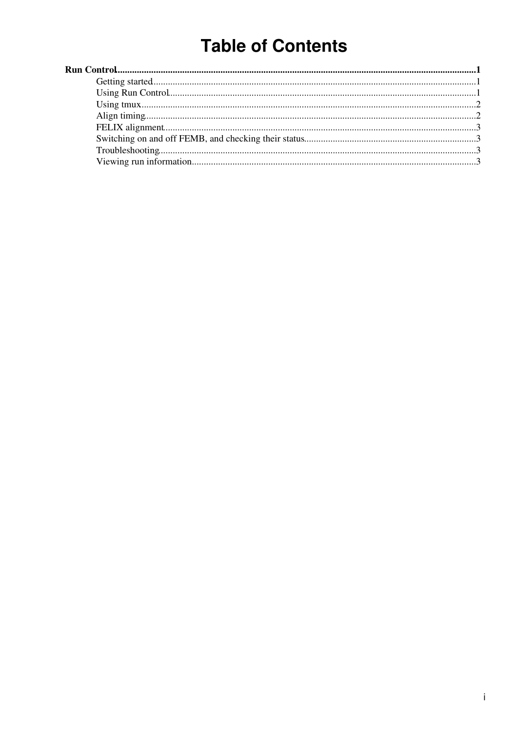# Table of Contents

**Run Control**......................................................................1

- Getting started......................................................................1
- Using Run Control......................................................................1
- Using tmux......................................................................2
- Align timing......................................................................2
- FELIX alignment......................................................................3
- Switching on and off FEMB, and checking their status......................................................................3
- Troubleshooting......................................................................3
- Viewing run information......................................................................3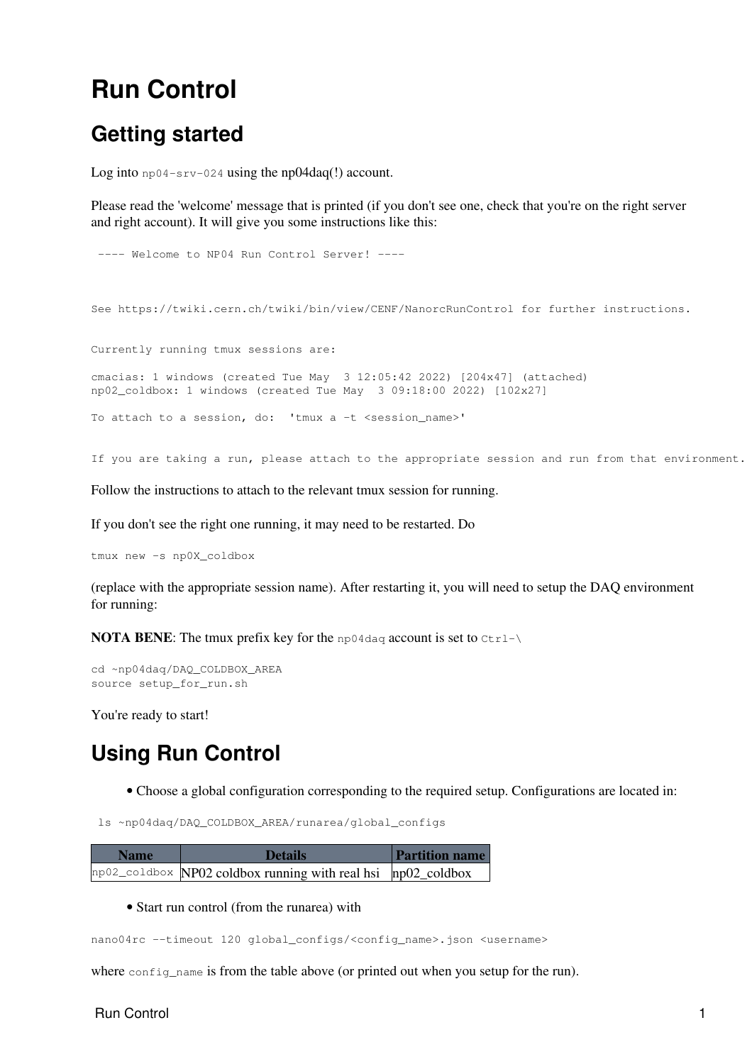# Run Control

## Getting started

Log into `np04-srv-024` using the np04daq(!) account.

Please read the 'welcome' message that is printed (if you don't see one, check that you're on the right server and right account). It will give you some instructions like this:

```
 ---- Welcome to NP04 Run Control Server! ----



See https://twiki.cern.ch/twiki/bin/view/CENF/NanorcRunControl for further instructions.


Currently running tmux sessions are:

cmacias: 1 windows (created Tue May  3 12:05:42 2022) [204x47] (attached)
np02_coldbox: 1 windows (created Tue May  3 09:18:00 2022) [102x27]

To attach to a session, do:  'tmux a -t <session_name>'


If you are taking a run, please attach to the appropriate session and run from that environment.
```

Follow the instructions to attach to the relevant tmux session for running.

If you don't see the right one running, it may need to be restarted. Do

```
tmux new -s np0X_coldbox
```

(replace with the appropriate session name). After restarting it, you will need to setup the DAQ environment for running:

**NOTA BENE**: The tmux prefix key for the `np04daq` account is set to `Ctrl-\`

```
cd ~np04daq/DAQ_COLDBOX_AREA
source setup_for_run.sh
```

You're ready to start!

## Using Run Control

- Choose a global configuration corresponding to the required setup. Configurations are located in:

```
 ls ~np04daq/DAQ_COLDBOX_AREA/runarea/global_configs
```

| Name | Details | Partition name |
| --- | --- | --- |
| `np02_coldbox` | NP02 coldbox running with real hsi | np02_coldbox |

- Start run control (from the runarea) with

```
nano04rc --timeout 120 global_configs/<config_name>.json <username>
```

where `config_name` is from the table above (or printed out when you setup for the run).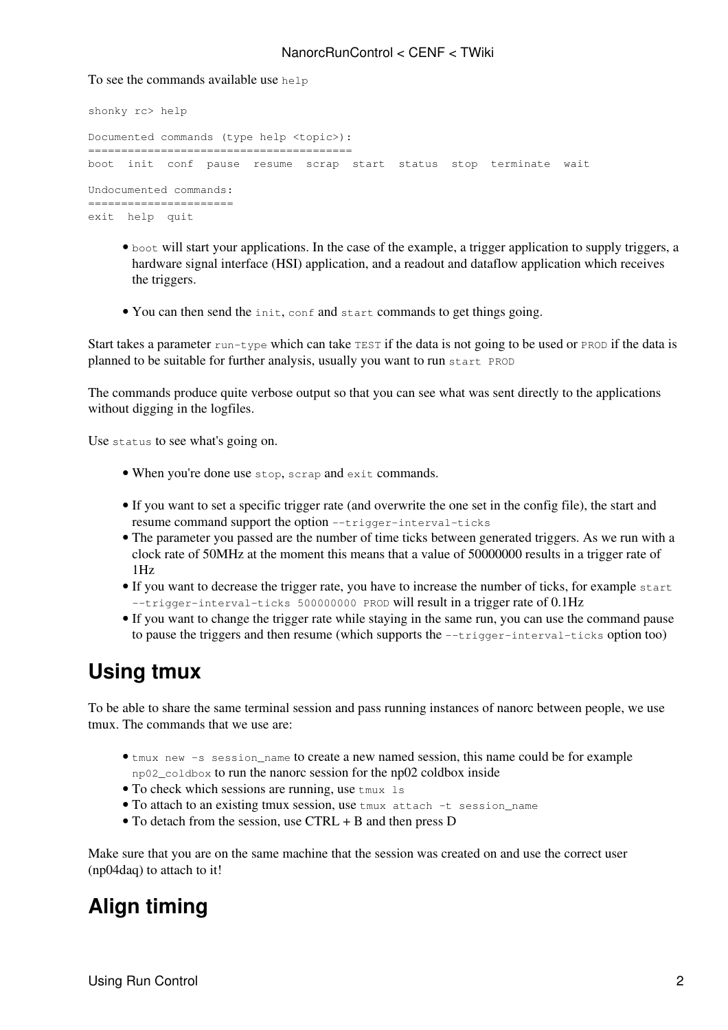To see the commands available use `help`

```
shonky rc> help

Documented commands (type help <topic>):
========================================
boot  init  conf  pause  resume  scrap  start  status  stop  terminate  wait

Undocumented commands:
======================
exit  help  quit
```

- `boot` will start your applications. In the case of the example, a trigger application to supply triggers, a hardware signal interface (HSI) application, and a readout and dataflow application which receives the triggers.

- You can then send the `init`, `conf` and `start` commands to get things going.

Start takes a parameter `run-type` which can take `TEST` if the data is not going to be used or `PROD` if the data is planned to be suitable for further analysis, usually you want to run `start PROD`

The commands produce quite verbose output so that you can see what was sent directly to the applications without digging in the logfiles.

Use `status` to see what's going on.

- When you're done use `stop`, `scrap` and `exit` commands.

- If you want to set a specific trigger rate (and overwrite the one set in the config file), the start and resume command support the option `--trigger-interval-ticks`
- The parameter you passed are the number of time ticks between generated triggers. As we run with a clock rate of 50MHz at the moment this means that a value of 50000000 results in a trigger rate of 1Hz
- If you want to decrease the trigger rate, you have to increase the number of ticks, for example `start --trigger-interval-ticks 500000000 PROD` will result in a trigger rate of 0.1Hz
- If you want to change the trigger rate while staying in the same run, you can use the command pause to pause the triggers and then resume (which supports the `--trigger-interval-ticks` option too)

## Using tmux

To be able to share the same terminal session and pass running instances of nanorc between people, we use tmux. The commands that we use are:

- `tmux new -s session_name` to create a new named session, this name could be for example `np02_coldbox` to run the nanorc session for the np02 coldbox inside
- To check which sessions are running, use `tmux ls`
- To attach to an existing tmux session, use `tmux attach -t session_name`
- To detach from the session, use CTRL + B and then press D

Make sure that you are on the same machine that the session was created on and use the correct user (np04daq) to attach to it!

## Align timing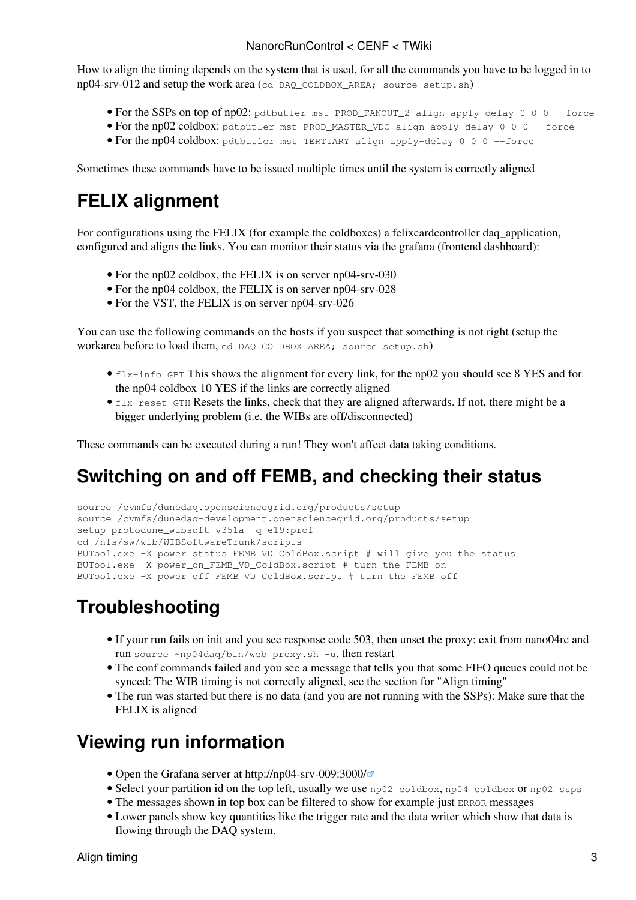How to align the timing depends on the system that is used, for all the commands you have to be logged in to np04-srv-012 and setup the work area (`cd DAQ_COLDBOX_AREA; source setup.sh`)

- For the SSPs on top of np02: `pdtbutler mst PROD_FANOUT_2 align apply-delay 0 0 0 --force`
- For the np02 coldbox: `pdtbutler mst PROD_MASTER_VDC align apply-delay 0 0 0 --force`
- For the np04 coldbox: `pdtbutler mst TERTIARY align apply-delay 0 0 0 --force`

Sometimes these commands have to be issued multiple times until the system is correctly aligned

## FELIX alignment

For configurations using the FELIX (for example the coldboxes) a felixcardcontroller daq_application, configured and aligns the links. You can monitor their status via the grafana (frontend dashboard):

- For the np02 coldbox, the FELIX is on server np04-srv-030
- For the np04 coldbox, the FELIX is on server np04-srv-028
- For the VST, the FELIX is on server np04-srv-026

You can use the following commands on the hosts if you suspect that something is not right (setup the workarea before to load them, `cd DAQ_COLDBOX_AREA; source setup.sh`)

- `flx-info GBT` This shows the alignment for every link, for the np02 you should see 8 YES and for the np04 coldbox 10 YES if the links are correctly aligned
- `flx-reset GTH` Resets the links, check that they are aligned afterwards. If not, there might be a bigger underlying problem (i.e. the WIBs are off/disconnected)

These commands can be executed during a run! They won't affect data taking conditions.

## Switching on and off FEMB, and checking their status

```
source /cvmfs/dunedaq.opensciencegrid.org/products/setup
source /cvmfs/dunedaq-development.opensciencegrid.org/products/setup
setup protodune_wibsoft v351a -q e19:prof
cd /nfs/sw/wib/WIBSoftwareTrunk/scripts
BUTool.exe -X power_status_FEMB_VD_ColdBox.script # will give you the status
BUTool.exe -X power_on_FEMB_VD_ColdBox.script # turn the FEMB on
BUTool.exe -X power_off_FEMB_VD_ColdBox.script # turn the FEMB off
```

## Troubleshooting

- If your run fails on init and you see response code 503, then unset the proxy: exit from nano04rc and run `source ~np04daq/bin/web_proxy.sh -u`, then restart
- The conf commands failed and you see a message that tells you that some FIFO queues could not be synced: The WIB timing is not correctly aligned, see the section for "Align timing"
- The run was started but there is no data (and you are not running with the SSPs): Make sure that the FELIX is aligned

## Viewing run information

- Open the Grafana server at http://np04-srv-009:3000/
- Select your partition id on the top left, usually we use `np02_coldbox`, `np04_coldbox` or `np02_ssps`
- The messages shown in top box can be filtered to show for example just `ERROR` messages
- Lower panels show key quantities like the trigger rate and the data writer which show that data is flowing through the DAQ system.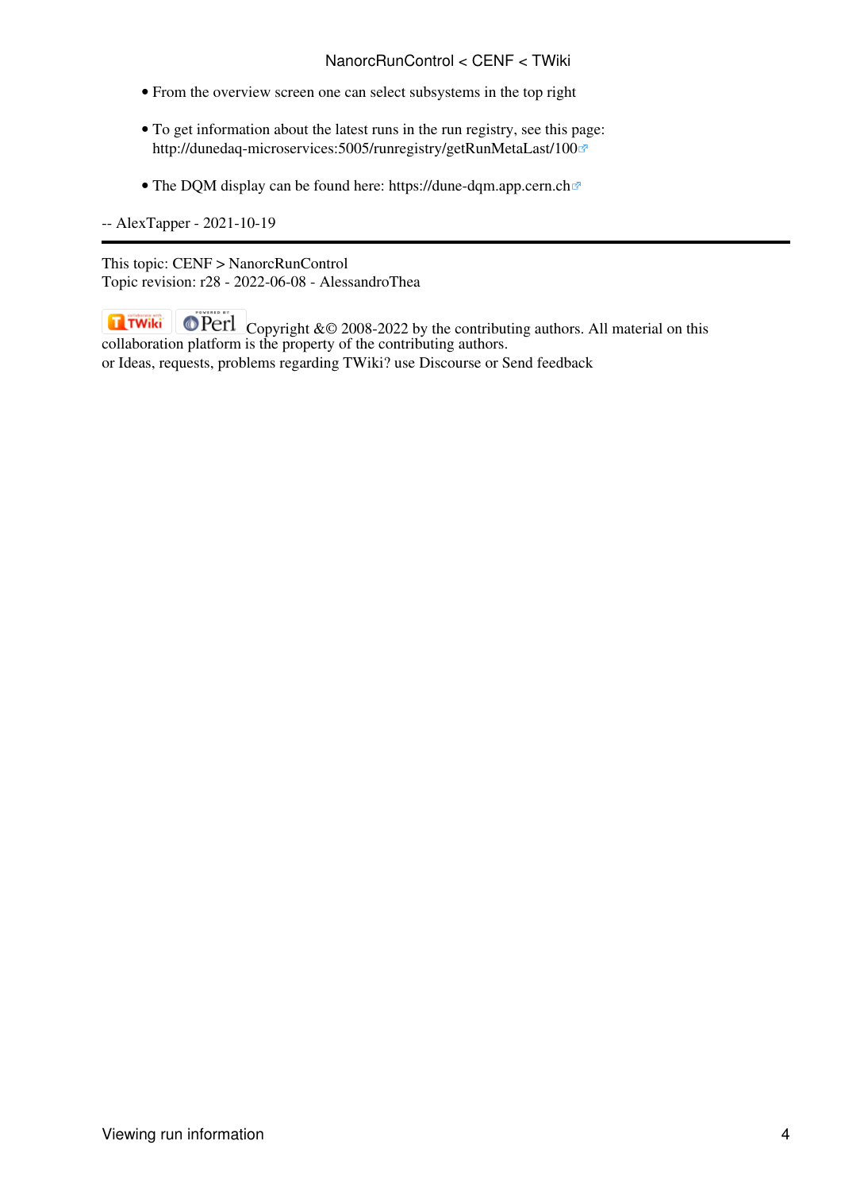- From the overview screen one can select subsystems in the top right
- To get information about the latest runs in the run registry, see this page: http://dunedaq-microservices:5005/runregistry/getRunMetaLast/100
- The DQM display can be found here: https://dune-dqm.app.cern.ch

-- AlexTapper - 2021-10-19

---

This topic: CENF > NanorcRunControl
Topic revision: r28 - 2022-06-08 - AlessandroThea

Copyright &© 2008-2022 by the contributing authors. All material on this collaboration platform is the property of the contributing authors.
or Ideas, requests, problems regarding TWiki? use Discourse or Send feedback